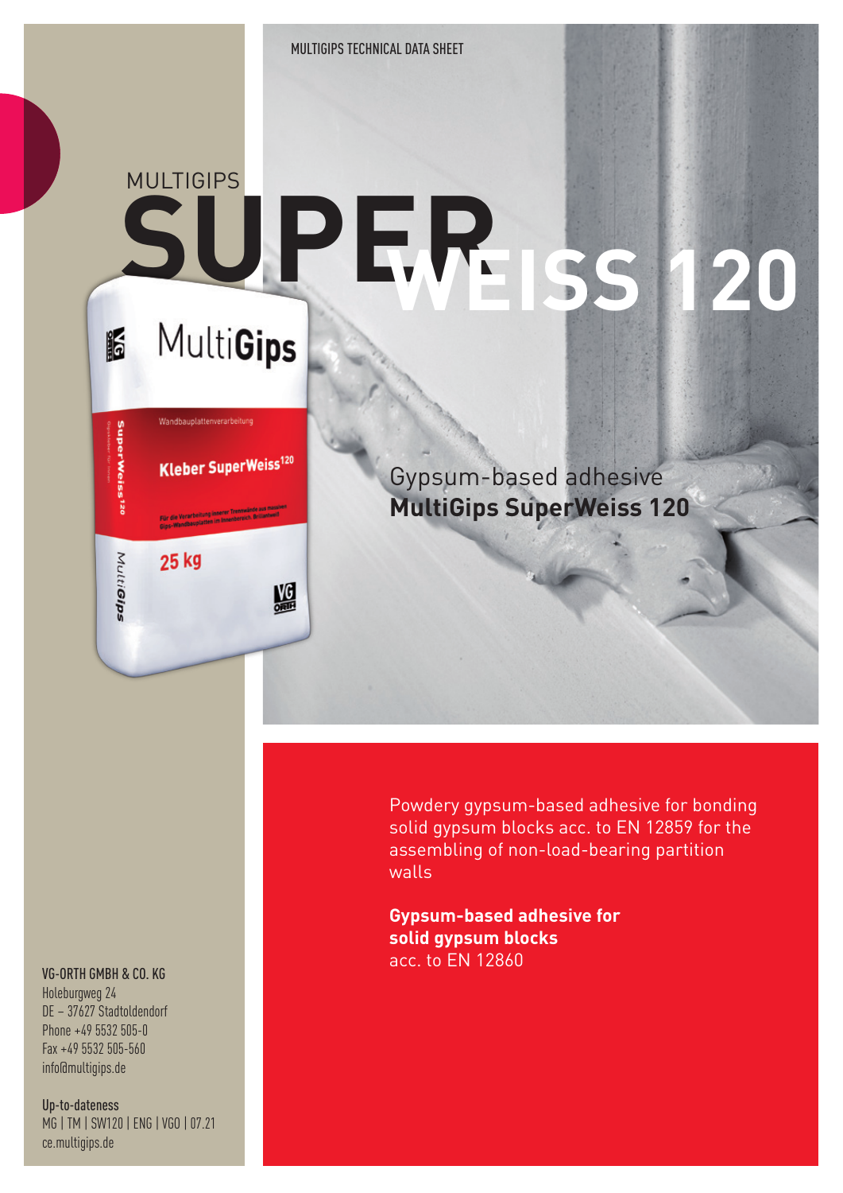MULTIGIPS TECHNICAL DATA SHEET

MULTIGIPS

# SUPERWEISS 120

Gypsum-based adhesive
**MultiGips SuperWeiss 120**

Powdery gypsum-based adhesive for bonding solid gypsum blocks acc. to EN 12859 for the assembling of non-load-bearing partition walls

**Gypsum-based adhesive for solid gypsum blocks**
acc. to EN 12860

VG-ORTH GMBH & CO. KG
Holeburgweg 24
DE – 37627 Stadtoldendorf
Phone +49 5532 505-0
Fax +49 5532 505-560
info@multigips.de

Up-to-dateness
MG | TM | SW120 | ENG | VGO | 07.21
ce.multigips.de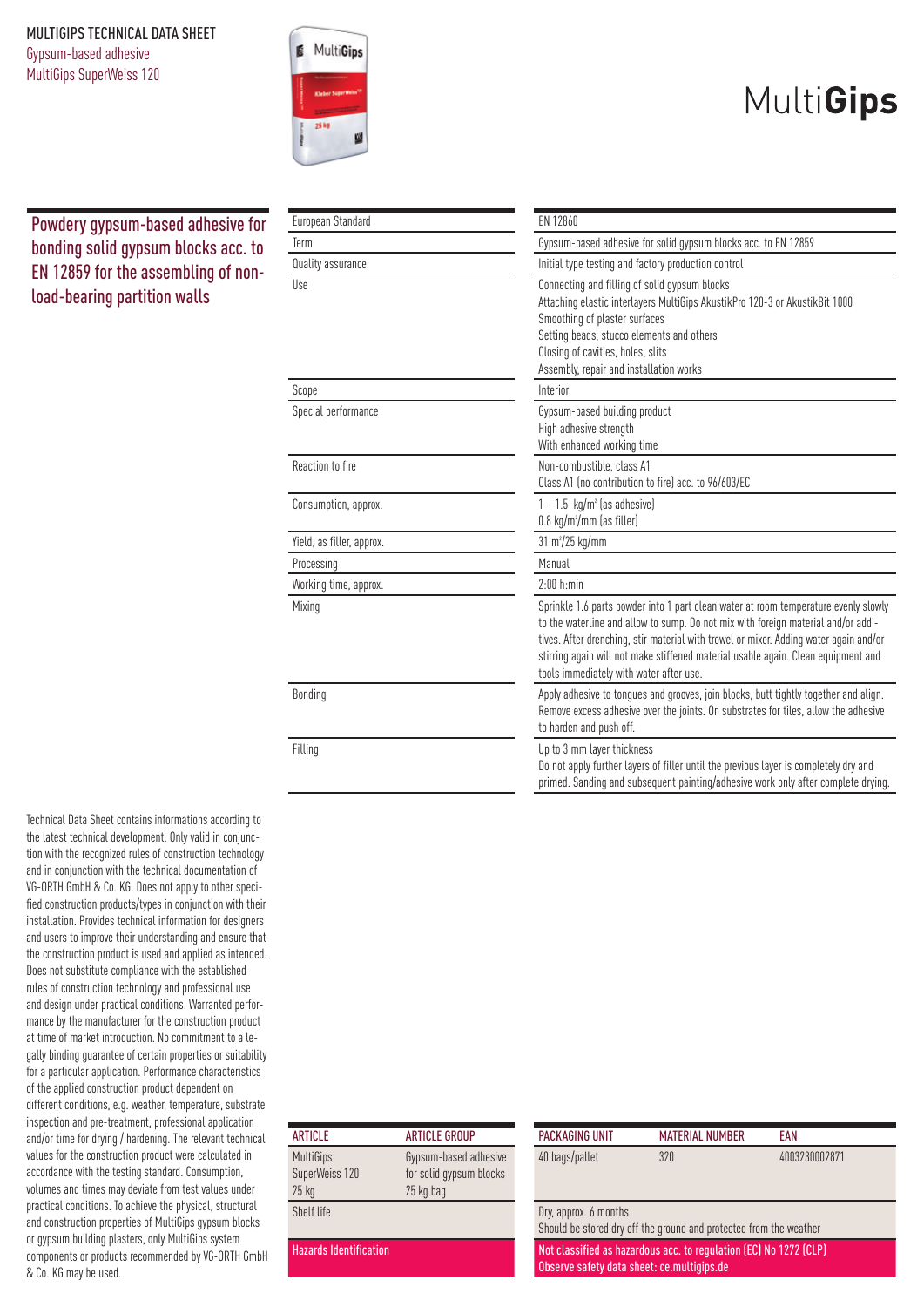MULTIGIPS TECHNICAL DATA SHEET
Gypsum-based adhesive
MultiGips SuperWeiss 120

MultiGips

## Powdery gypsum-based adhesive for bonding solid gypsum blocks acc. to EN 12859 for the assembling of non-load-bearing partition walls

| | |
|---|---|
| European Standard | EN 12860 |
| Term | Gypsum-based adhesive for solid gypsum blocks acc. to EN 12859 |
| Quality assurance | Initial type testing and factory production control |
| Use | Connecting and filling of solid gypsum blocks<br>Attaching elastic interlayers MultiGips AkustikPro 120-3 or AkustikBit 1000<br>Smoothing of plaster surfaces<br>Setting beads, stucco elements and others<br>Closing of cavities, holes, slits<br>Assembly, repair and installation works |
| Scope | Interior |
| Special performance | Gypsum-based building product<br>High adhesive strength<br>With enhanced working time |
| Reaction to fire | Non-combustible, class A1<br>Class A1 (no contribution to fire) acc. to 96/603/EC |
| Consumption, approx. | 1 – 1.5 kg/m² (as adhesive)<br>0.8 kg/m²/mm (as filler) |
| Yield, as filler, approx. | 31 m²/25 kg/mm |
| Processing | Manual |
| Working time, approx. | 2:00 h:min |
| Mixing | Sprinkle 1.6 parts powder into 1 part clean water at room temperature evenly slowly to the waterline and allow to sump. Do not mix with foreign material and/or additives. After drenching, stir material with trowel or mixer. Adding water again and/or stirring again will not make stiffened material usable again. Clean equipment and tools immediately with water after use. |
| Bonding | Apply adhesive to tongues and grooves, join blocks, butt tightly together and align. Remove excess adhesive over the joints. On substrates for tiles, allow the adhesive to harden and push off. |
| Filling | Up to 3 mm layer thickness<br>Do not apply further layers of filler until the previous layer is completely dry and primed. Sanding and subsequent painting/adhesive work only after complete drying. |

Technical Data Sheet contains informations according to the latest technical development. Only valid in conjunction with the recognized rules of construction technology and in conjunction with the technical documentation of VG-ORTH GmbH & Co. KG. Does not apply to other specified construction products/types in conjunction with their installation. Provides technical information for designers and users to improve their understanding and ensure that the construction product is used and applied as intended. Does not substitute compliance with the established rules of construction technology and professional use and design under practical conditions. Warranted performance by the manufacturer for the construction product at time of market introduction. No commitment to a legally binding guarantee of certain properties or suitability for a particular application. Performance characteristics of the applied construction product dependent on different conditions, e.g. weather, temperature, substrate inspection and pre-treatment, professional application and/or time for drying / hardening. The relevant technical values for the construction product were calculated in accordance with the testing standard. Consumption, volumes and times may deviate from test values under practical conditions. To achieve the physical, structural and construction properties of MultiGips gypsum blocks or gypsum building plasters, only MultiGips system components or products recommended by VG-ORTH GmbH & Co. KG may be used.

| ARTICLE | ARTICLE GROUP | PACKAGING UNIT | MATERIAL NUMBER | EAN |
|---|---|---|---|---|
| MultiGips SuperWeiss 120 25 kg | Gypsum-based adhesive for solid gypsum blocks 25 kg bag | 40 bags/pallet | 320 | 4003230002871 |
| Shelf life | | Dry, approx. 6 months<br>Should be stored dry off the ground and protected from the weather | | |
| Hazards Identification | | Not classified as hazardous acc. to regulation (EC) No 1272 (CLP)<br>Observe safety data sheet: ce.multigips.de | | |